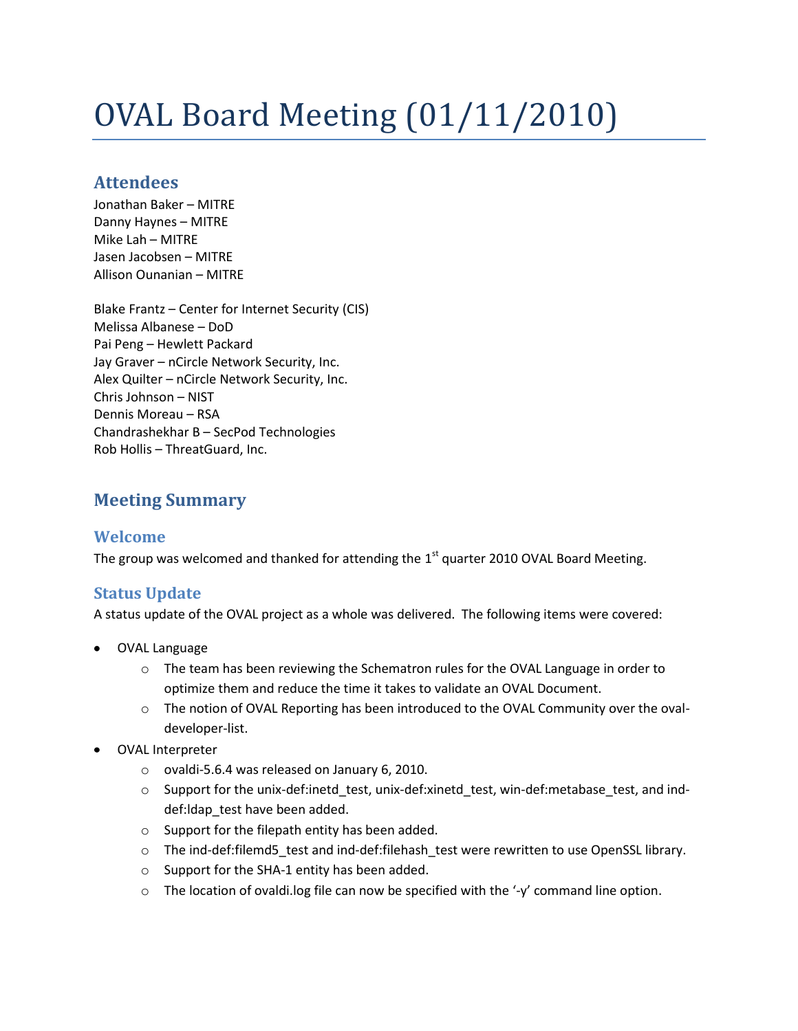# OVAL Board Meeting (01/11/2010)

## Attendees

Jonathan Baker – MITRE
Danny Haynes – MITRE
Mike Lah – MITRE
Jasen Jacobsen – MITRE
Allison Ounanian – MITRE

Blake Frantz – Center for Internet Security (CIS)
Melissa Albanese – DoD
Pai Peng – Hewlett Packard
Jay Graver – nCircle Network Security, Inc.
Alex Quilter – nCircle Network Security, Inc.
Chris Johnson – NIST
Dennis Moreau – RSA
Chandrashekhar B – SecPod Technologies
Rob Hollis – ThreatGuard, Inc.

## Meeting Summary

### Welcome

The group was welcomed and thanked for attending the 1st quarter 2010 OVAL Board Meeting.

### Status Update

A status update of the OVAL project as a whole was delivered. The following items were covered:

- OVAL Language
  - The team has been reviewing the Schematron rules for the OVAL Language in order to optimize them and reduce the time it takes to validate an OVAL Document.
  - The notion of OVAL Reporting has been introduced to the OVAL Community over the oval-developer-list.
- OVAL Interpreter
  - ovaldi-5.6.4 was released on January 6, 2010.
  - Support for the unix-def:inetd_test, unix-def:xinetd_test, win-def:metabase_test, and ind-def:ldap_test have been added.
  - Support for the filepath entity has been added.
  - The ind-def:filemd5_test and ind-def:filehash_test were rewritten to use OpenSSL library.
  - Support for the SHA-1 entity has been added.
  - The location of ovaldi.log file can now be specified with the '-y' command line option.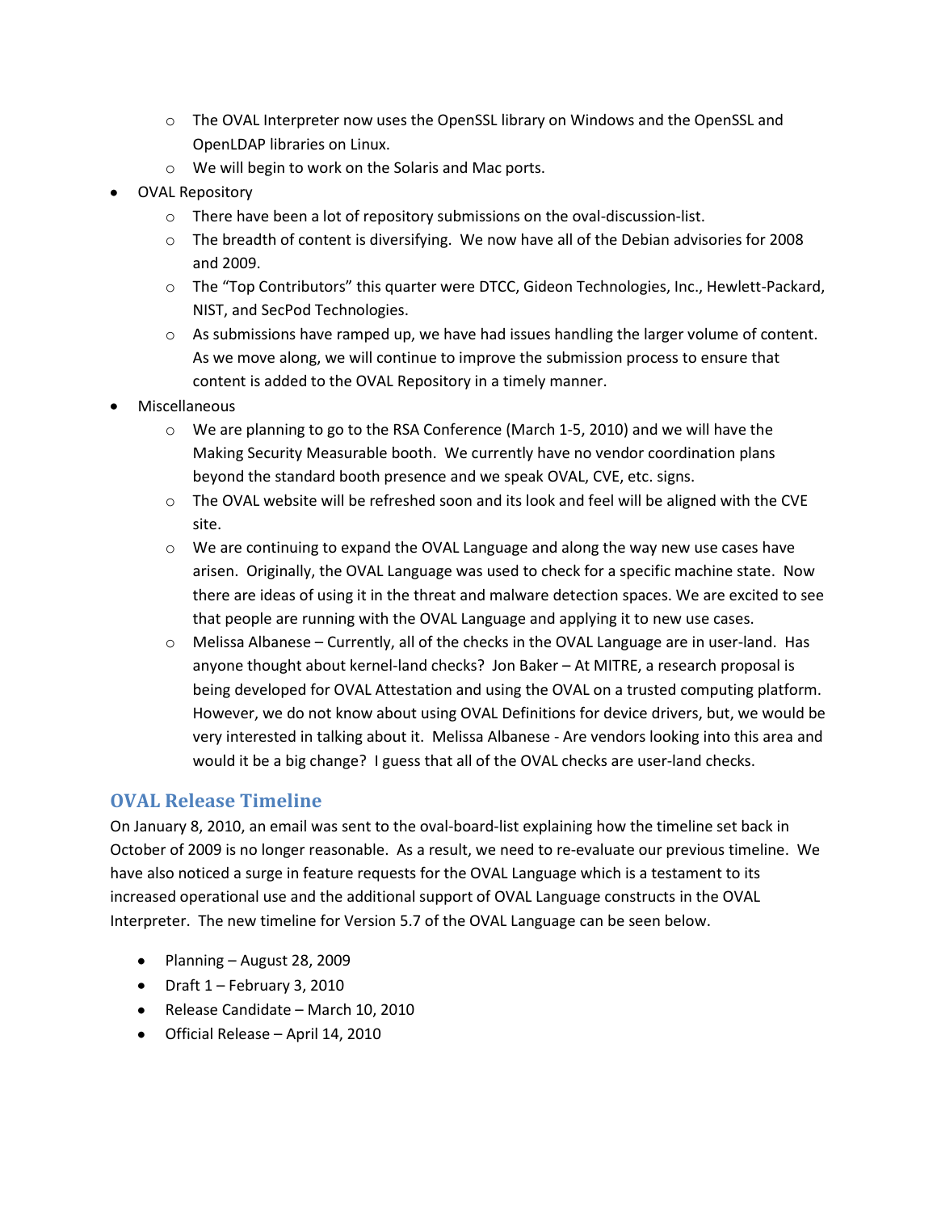- The OVAL Interpreter now uses the OpenSSL library on Windows and the OpenSSL and OpenLDAP libraries on Linux.
  - We will begin to work on the Solaris and Mac ports.
- OVAL Repository
  - There have been a lot of repository submissions on the oval-discussion-list.
  - The breadth of content is diversifying. We now have all of the Debian advisories for 2008 and 2009.
  - The "Top Contributors" this quarter were DTCC, Gideon Technologies, Inc., Hewlett-Packard, NIST, and SecPod Technologies.
  - As submissions have ramped up, we have had issues handling the larger volume of content. As we move along, we will continue to improve the submission process to ensure that content is added to the OVAL Repository in a timely manner.
- Miscellaneous
  - We are planning to go to the RSA Conference (March 1-5, 2010) and we will have the Making Security Measurable booth. We currently have no vendor coordination plans beyond the standard booth presence and we speak OVAL, CVE, etc. signs.
  - The OVAL website will be refreshed soon and its look and feel will be aligned with the CVE site.
  - We are continuing to expand the OVAL Language and along the way new use cases have arisen. Originally, the OVAL Language was used to check for a specific machine state. Now there are ideas of using it in the threat and malware detection spaces. We are excited to see that people are running with the OVAL Language and applying it to new use cases.
  - Melissa Albanese – Currently, all of the checks in the OVAL Language are in user-land. Has anyone thought about kernel-land checks? Jon Baker – At MITRE, a research proposal is being developed for OVAL Attestation and using the OVAL on a trusted computing platform. However, we do not know about using OVAL Definitions for device drivers, but, we would be very interested in talking about it. Melissa Albanese - Are vendors looking into this area and would it be a big change? I guess that all of the OVAL checks are user-land checks.

## OVAL Release Timeline

On January 8, 2010, an email was sent to the oval-board-list explaining how the timeline set back in October of 2009 is no longer reasonable. As a result, we need to re-evaluate our previous timeline. We have also noticed a surge in feature requests for the OVAL Language which is a testament to its increased operational use and the additional support of OVAL Language constructs in the OVAL Interpreter. The new timeline for Version 5.7 of the OVAL Language can be seen below.

- Planning – August 28, 2009
- Draft 1 – February 3, 2010
- Release Candidate – March 10, 2010
- Official Release – April 14, 2010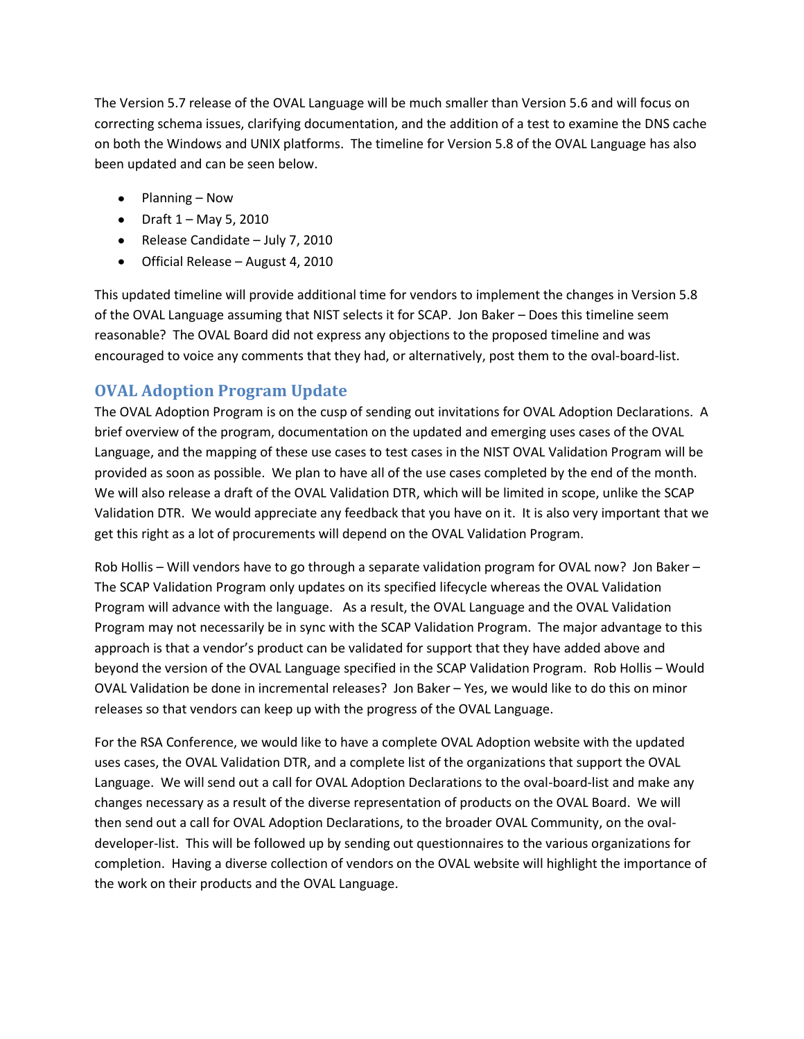The Version 5.7 release of the OVAL Language will be much smaller than Version 5.6 and will focus on correcting schema issues, clarifying documentation, and the addition of a test to examine the DNS cache on both the Windows and UNIX platforms. The timeline for Version 5.8 of the OVAL Language has also been updated and can be seen below.

- Planning – Now
- Draft 1 – May 5, 2010
- Release Candidate – July 7, 2010
- Official Release – August 4, 2010

This updated timeline will provide additional time for vendors to implement the changes in Version 5.8 of the OVAL Language assuming that NIST selects it for SCAP. Jon Baker – Does this timeline seem reasonable? The OVAL Board did not express any objections to the proposed timeline and was encouraged to voice any comments that they had, or alternatively, post them to the oval-board-list.

## OVAL Adoption Program Update

The OVAL Adoption Program is on the cusp of sending out invitations for OVAL Adoption Declarations. A brief overview of the program, documentation on the updated and emerging uses cases of the OVAL Language, and the mapping of these use cases to test cases in the NIST OVAL Validation Program will be provided as soon as possible. We plan to have all of the use cases completed by the end of the month. We will also release a draft of the OVAL Validation DTR, which will be limited in scope, unlike the SCAP Validation DTR. We would appreciate any feedback that you have on it. It is also very important that we get this right as a lot of procurements will depend on the OVAL Validation Program.

Rob Hollis – Will vendors have to go through a separate validation program for OVAL now? Jon Baker – The SCAP Validation Program only updates on its specified lifecycle whereas the OVAL Validation Program will advance with the language. As a result, the OVAL Language and the OVAL Validation Program may not necessarily be in sync with the SCAP Validation Program. The major advantage to this approach is that a vendor's product can be validated for support that they have added above and beyond the version of the OVAL Language specified in the SCAP Validation Program. Rob Hollis – Would OVAL Validation be done in incremental releases? Jon Baker – Yes, we would like to do this on minor releases so that vendors can keep up with the progress of the OVAL Language.

For the RSA Conference, we would like to have a complete OVAL Adoption website with the updated uses cases, the OVAL Validation DTR, and a complete list of the organizations that support the OVAL Language. We will send out a call for OVAL Adoption Declarations to the oval-board-list and make any changes necessary as a result of the diverse representation of products on the OVAL Board. We will then send out a call for OVAL Adoption Declarations, to the broader OVAL Community, on the oval-developer-list. This will be followed up by sending out questionnaires to the various organizations for completion. Having a diverse collection of vendors on the OVAL website will highlight the importance of the work on their products and the OVAL Language.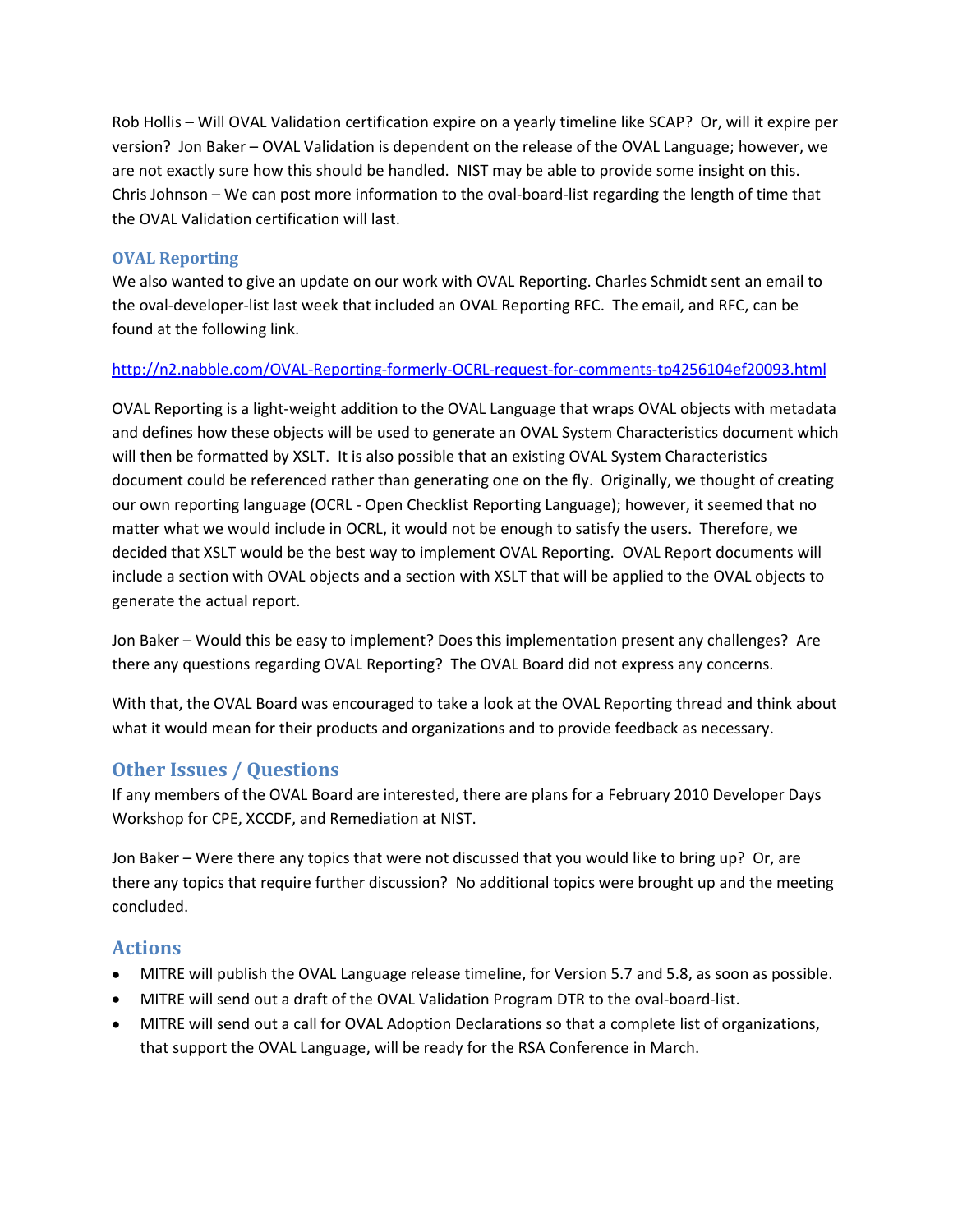Rob Hollis – Will OVAL Validation certification expire on a yearly timeline like SCAP? Or, will it expire per version? Jon Baker – OVAL Validation is dependent on the release of the OVAL Language; however, we are not exactly sure how this should be handled. NIST may be able to provide some insight on this. Chris Johnson – We can post more information to the oval-board-list regarding the length of time that the OVAL Validation certification will last.

### OVAL Reporting

We also wanted to give an update on our work with OVAL Reporting. Charles Schmidt sent an email to the oval-developer-list last week that included an OVAL Reporting RFC. The email, and RFC, can be found at the following link.

http://n2.nabble.com/OVAL-Reporting-formerly-OCRL-request-for-comments-tp4256104ef20093.html

OVAL Reporting is a light-weight addition to the OVAL Language that wraps OVAL objects with metadata and defines how these objects will be used to generate an OVAL System Characteristics document which will then be formatted by XSLT. It is also possible that an existing OVAL System Characteristics document could be referenced rather than generating one on the fly. Originally, we thought of creating our own reporting language (OCRL - Open Checklist Reporting Language); however, it seemed that no matter what we would include in OCRL, it would not be enough to satisfy the users. Therefore, we decided that XSLT would be the best way to implement OVAL Reporting. OVAL Report documents will include a section with OVAL objects and a section with XSLT that will be applied to the OVAL objects to generate the actual report.

Jon Baker – Would this be easy to implement? Does this implementation present any challenges? Are there any questions regarding OVAL Reporting? The OVAL Board did not express any concerns.

With that, the OVAL Board was encouraged to take a look at the OVAL Reporting thread and think about what it would mean for their products and organizations and to provide feedback as necessary.

## Other Issues / Questions

If any members of the OVAL Board are interested, there are plans for a February 2010 Developer Days Workshop for CPE, XCCDF, and Remediation at NIST.

Jon Baker – Were there any topics that were not discussed that you would like to bring up? Or, are there any topics that require further discussion? No additional topics were brought up and the meeting concluded.

## Actions

- MITRE will publish the OVAL Language release timeline, for Version 5.7 and 5.8, as soon as possible.
- MITRE will send out a draft of the OVAL Validation Program DTR to the oval-board-list.
- MITRE will send out a call for OVAL Adoption Declarations so that a complete list of organizations, that support the OVAL Language, will be ready for the RSA Conference in March.